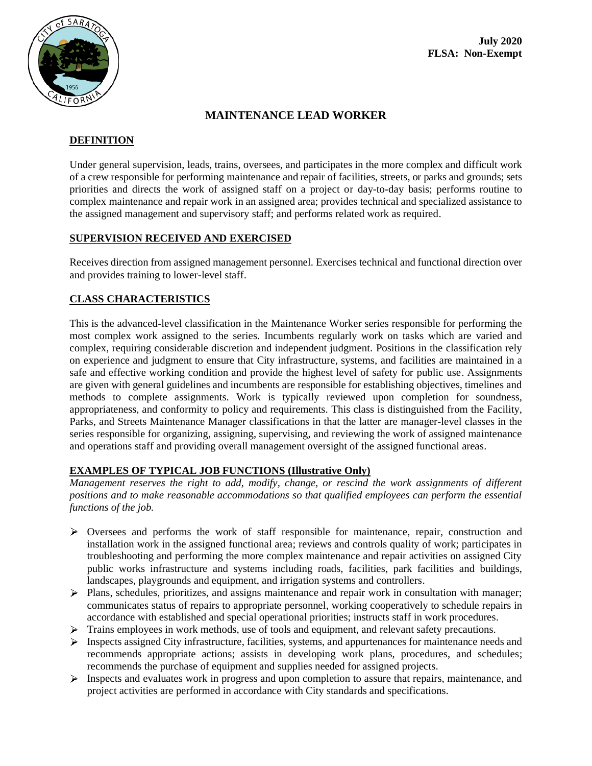**July 2020**
**FLSA: Non-Exempt**

# MAINTENANCE LEAD WORKER

## DEFINITION

Under general supervision, leads, trains, oversees, and participates in the more complex and difficult work of a crew responsible for performing maintenance and repair of facilities, streets, or parks and grounds; sets priorities and directs the work of assigned staff on a project or day-to-day basis; performs routine to complex maintenance and repair work in an assigned area; provides technical and specialized assistance to the assigned management and supervisory staff; and performs related work as required.

## SUPERVISION RECEIVED AND EXERCISED

Receives direction from assigned management personnel. Exercises technical and functional direction over and provides training to lower-level staff.

## CLASS CHARACTERISTICS

This is the advanced-level classification in the Maintenance Worker series responsible for performing the most complex work assigned to the series. Incumbents regularly work on tasks which are varied and complex, requiring considerable discretion and independent judgment. Positions in the classification rely on experience and judgment to ensure that City infrastructure, systems, and facilities are maintained in a safe and effective working condition and provide the highest level of safety for public use. Assignments are given with general guidelines and incumbents are responsible for establishing objectives, timelines and methods to complete assignments. Work is typically reviewed upon completion for soundness, appropriateness, and conformity to policy and requirements. This class is distinguished from the Facility, Parks, and Streets Maintenance Manager classifications in that the latter are manager-level classes in the series responsible for organizing, assigning, supervising, and reviewing the work of assigned maintenance and operations staff and providing overall management oversight of the assigned functional areas.

## EXAMPLES OF TYPICAL JOB FUNCTIONS (Illustrative Only)

*Management reserves the right to add, modify, change, or rescind the work assignments of different positions and to make reasonable accommodations so that qualified employees can perform the essential functions of the job.*

- Oversees and performs the work of staff responsible for maintenance, repair, construction and installation work in the assigned functional area; reviews and controls quality of work; participates in troubleshooting and performing the more complex maintenance and repair activities on assigned City public works infrastructure and systems including roads, facilities, park facilities and buildings, landscapes, playgrounds and equipment, and irrigation systems and controllers.
- Plans, schedules, prioritizes, and assigns maintenance and repair work in consultation with manager; communicates status of repairs to appropriate personnel, working cooperatively to schedule repairs in accordance with established and special operational priorities; instructs staff in work procedures.
- Trains employees in work methods, use of tools and equipment, and relevant safety precautions.
- Inspects assigned City infrastructure, facilities, systems, and appurtenances for maintenance needs and recommends appropriate actions; assists in developing work plans, procedures, and schedules; recommends the purchase of equipment and supplies needed for assigned projects.
- Inspects and evaluates work in progress and upon completion to assure that repairs, maintenance, and project activities are performed in accordance with City standards and specifications.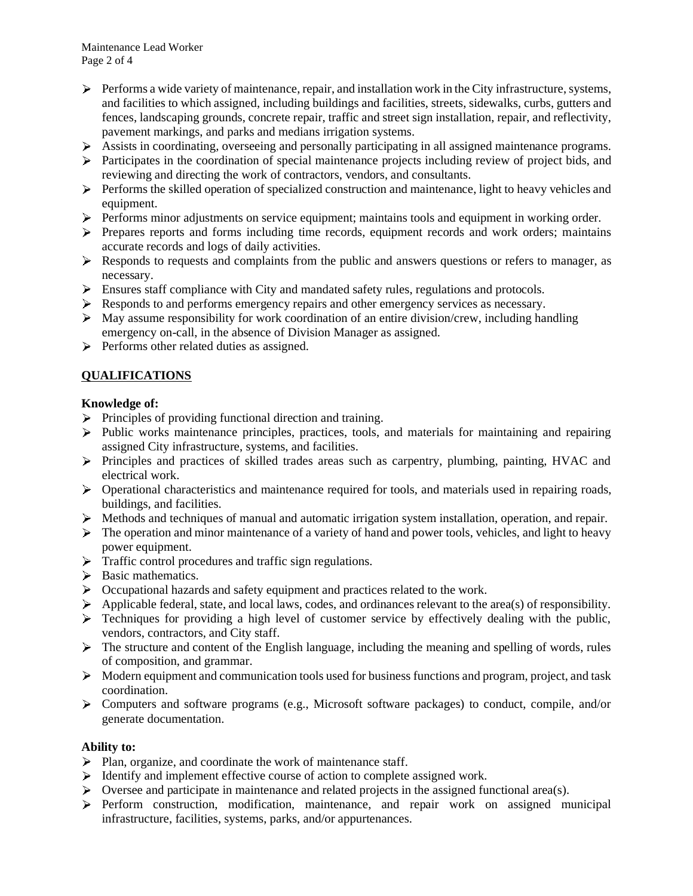- Performs a wide variety of maintenance, repair, and installation work in the City infrastructure, systems, and facilities to which assigned, including buildings and facilities, streets, sidewalks, curbs, gutters and fences, landscaping grounds, concrete repair, traffic and street sign installation, repair, and reflectivity, pavement markings, and parks and medians irrigation systems.
- Assists in coordinating, overseeing and personally participating in all assigned maintenance programs.
- Participates in the coordination of special maintenance projects including review of project bids, and reviewing and directing the work of contractors, vendors, and consultants.
- Performs the skilled operation of specialized construction and maintenance, light to heavy vehicles and equipment.
- Performs minor adjustments on service equipment; maintains tools and equipment in working order.
- Prepares reports and forms including time records, equipment records and work orders; maintains accurate records and logs of daily activities.
- Responds to requests and complaints from the public and answers questions or refers to manager, as necessary.
- Ensures staff compliance with City and mandated safety rules, regulations and protocols.
- Responds to and performs emergency repairs and other emergency services as necessary.
- May assume responsibility for work coordination of an entire division/crew, including handling emergency on-call, in the absence of Division Manager as assigned.
- Performs other related duties as assigned.

## QUALIFICATIONS

**Knowledge of:**

- Principles of providing functional direction and training.
- Public works maintenance principles, practices, tools, and materials for maintaining and repairing assigned City infrastructure, systems, and facilities.
- Principles and practices of skilled trades areas such as carpentry, plumbing, painting, HVAC and electrical work.
- Operational characteristics and maintenance required for tools, and materials used in repairing roads, buildings, and facilities.
- Methods and techniques of manual and automatic irrigation system installation, operation, and repair.
- The operation and minor maintenance of a variety of hand and power tools, vehicles, and light to heavy power equipment.
- Traffic control procedures and traffic sign regulations.
- Basic mathematics.
- Occupational hazards and safety equipment and practices related to the work.
- Applicable federal, state, and local laws, codes, and ordinances relevant to the area(s) of responsibility.
- Techniques for providing a high level of customer service by effectively dealing with the public, vendors, contractors, and City staff.
- The structure and content of the English language, including the meaning and spelling of words, rules of composition, and grammar.
- Modern equipment and communication tools used for business functions and program, project, and task coordination.
- Computers and software programs (e.g., Microsoft software packages) to conduct, compile, and/or generate documentation.

**Ability to:**

- Plan, organize, and coordinate the work of maintenance staff.
- Identify and implement effective course of action to complete assigned work.
- Oversee and participate in maintenance and related projects in the assigned functional area(s).
- Perform construction, modification, maintenance, and repair work on assigned municipal infrastructure, facilities, systems, parks, and/or appurtenances.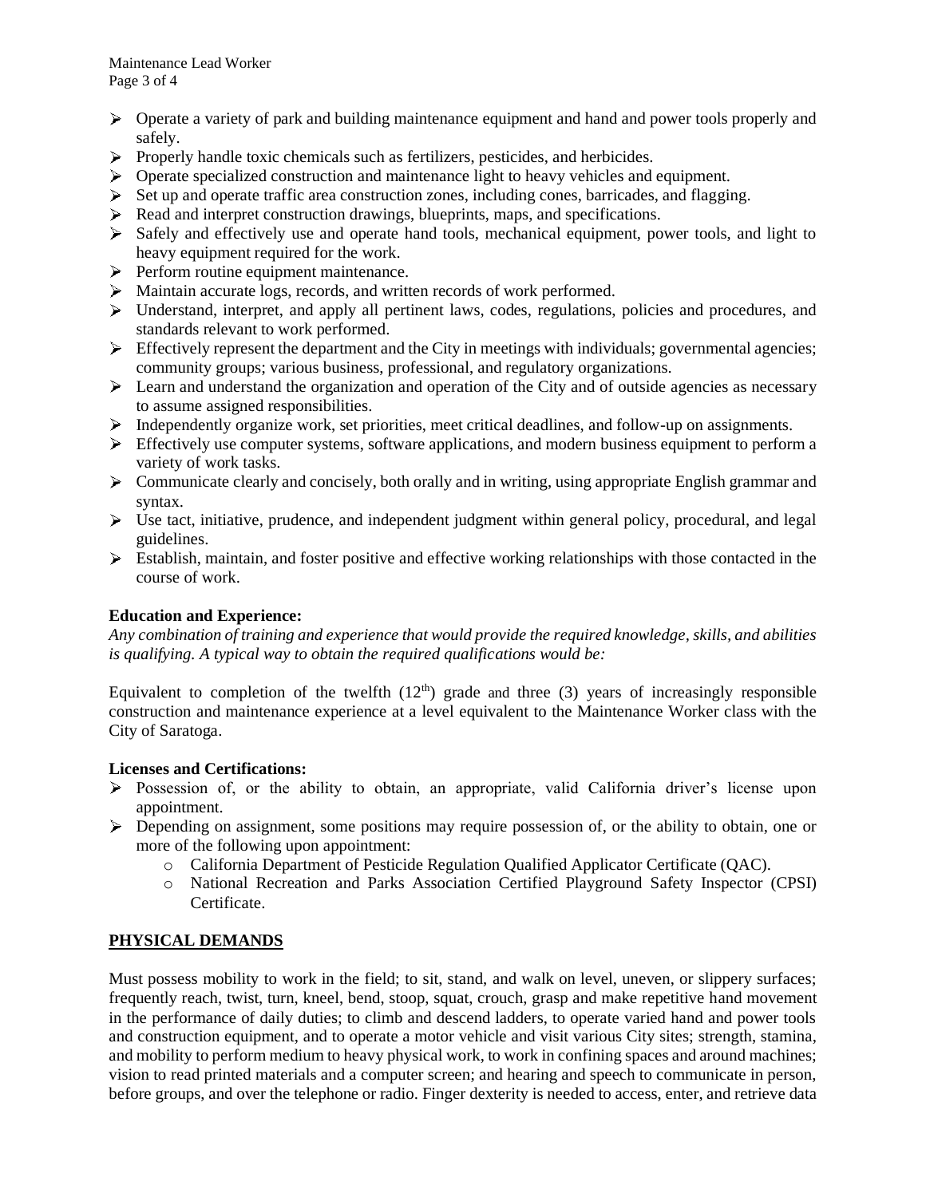- Operate a variety of park and building maintenance equipment and hand and power tools properly and safely.
- Properly handle toxic chemicals such as fertilizers, pesticides, and herbicides.
- Operate specialized construction and maintenance light to heavy vehicles and equipment.
- Set up and operate traffic area construction zones, including cones, barricades, and flagging.
- Read and interpret construction drawings, blueprints, maps, and specifications.
- Safely and effectively use and operate hand tools, mechanical equipment, power tools, and light to heavy equipment required for the work.
- Perform routine equipment maintenance.
- Maintain accurate logs, records, and written records of work performed.
- Understand, interpret, and apply all pertinent laws, codes, regulations, policies and procedures, and standards relevant to work performed.
- Effectively represent the department and the City in meetings with individuals; governmental agencies; community groups; various business, professional, and regulatory organizations.
- Learn and understand the organization and operation of the City and of outside agencies as necessary to assume assigned responsibilities.
- Independently organize work, set priorities, meet critical deadlines, and follow-up on assignments.
- Effectively use computer systems, software applications, and modern business equipment to perform a variety of work tasks.
- Communicate clearly and concisely, both orally and in writing, using appropriate English grammar and syntax.
- Use tact, initiative, prudence, and independent judgment within general policy, procedural, and legal guidelines.
- Establish, maintain, and foster positive and effective working relationships with those contacted in the course of work.

**Education and Experience:**

*Any combination of training and experience that would provide the required knowledge, skills, and abilities is qualifying. A typical way to obtain the required qualifications would be:*

Equivalent to completion of the twelfth (12th) grade and three (3) years of increasingly responsible construction and maintenance experience at a level equivalent to the Maintenance Worker class with the City of Saratoga.

**Licenses and Certifications:**

- Possession of, or the ability to obtain, an appropriate, valid California driver's license upon appointment.
- Depending on assignment, some positions may require possession of, or the ability to obtain, one or more of the following upon appointment:
  - California Department of Pesticide Regulation Qualified Applicator Certificate (QAC).
  - National Recreation and Parks Association Certified Playground Safety Inspector (CPSI) Certificate.

## PHYSICAL DEMANDS

Must possess mobility to work in the field; to sit, stand, and walk on level, uneven, or slippery surfaces; frequently reach, twist, turn, kneel, bend, stoop, squat, crouch, grasp and make repetitive hand movement in the performance of daily duties; to climb and descend ladders, to operate varied hand and power tools and construction equipment, and to operate a motor vehicle and visit various City sites; strength, stamina, and mobility to perform medium to heavy physical work, to work in confining spaces and around machines; vision to read printed materials and a computer screen; and hearing and speech to communicate in person, before groups, and over the telephone or radio. Finger dexterity is needed to access, enter, and retrieve data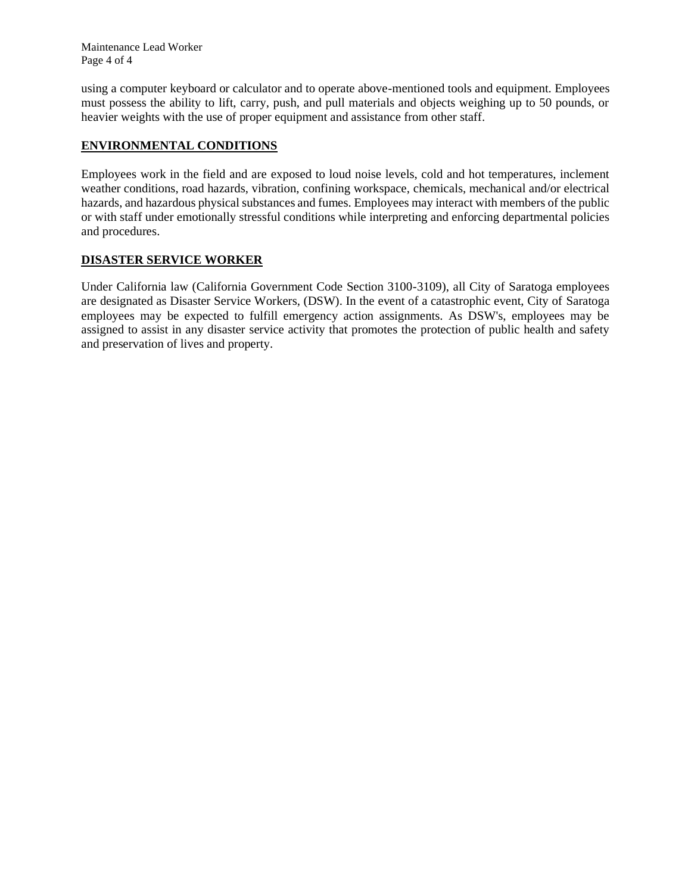using a computer keyboard or calculator and to operate above-mentioned tools and equipment. Employees must possess the ability to lift, carry, push, and pull materials and objects weighing up to 50 pounds, or heavier weights with the use of proper equipment and assistance from other staff.

## ENVIRONMENTAL CONDITIONS

Employees work in the field and are exposed to loud noise levels, cold and hot temperatures, inclement weather conditions, road hazards, vibration, confining workspace, chemicals, mechanical and/or electrical hazards, and hazardous physical substances and fumes. Employees may interact with members of the public or with staff under emotionally stressful conditions while interpreting and enforcing departmental policies and procedures.

## DISASTER SERVICE WORKER

Under California law (California Government Code Section 3100-3109), all City of Saratoga employees are designated as Disaster Service Workers, (DSW). In the event of a catastrophic event, City of Saratoga employees may be expected to fulfill emergency action assignments. As DSW's, employees may be assigned to assist in any disaster service activity that promotes the protection of public health and safety and preservation of lives and property.